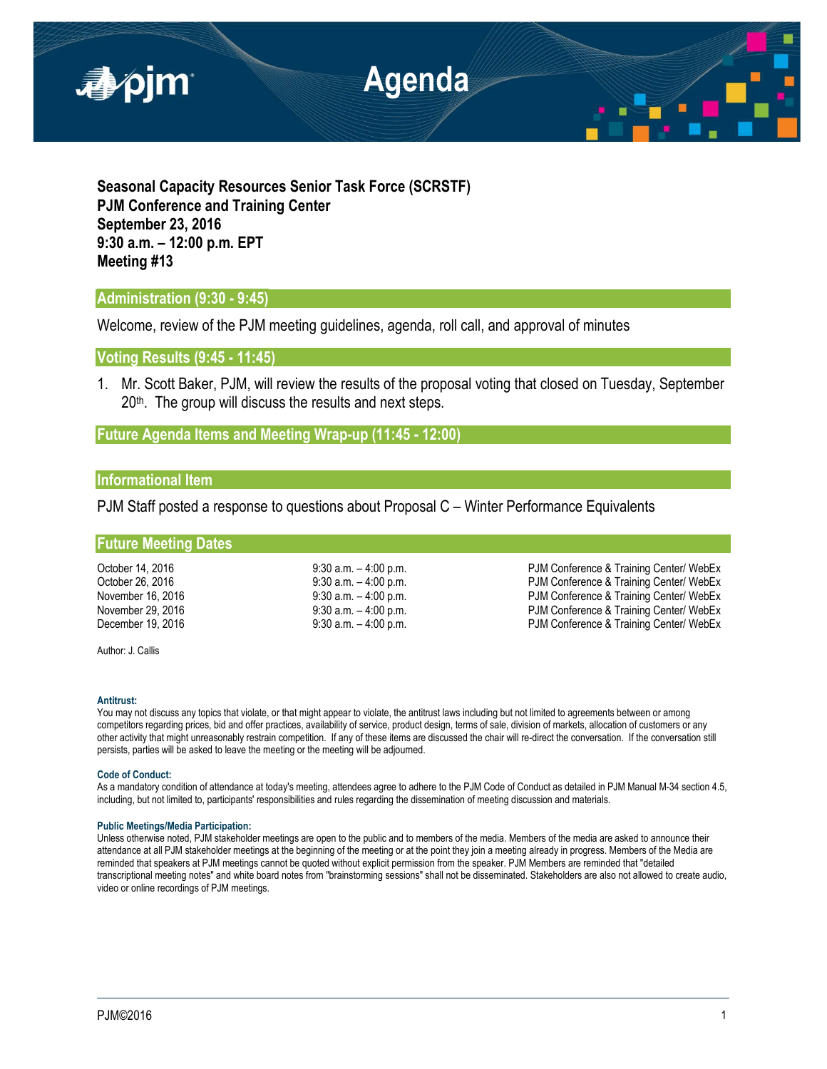# Agenda

**Seasonal Capacity Resources Senior Task Force (SCRSTF)**
**PJM Conference and Training Center**
**September 23, 2016**
**9:30 a.m. – 12:00 p.m. EPT**
**Meeting #13**

## Administration (9:30 - 9:45)

Welcome, review of the PJM meeting guidelines, agenda, roll call, and approval of minutes

## Voting Results (9:45 - 11:45)

1. Mr. Scott Baker, PJM, will review the results of the proposal voting that closed on Tuesday, September 20th. The group will discuss the results and next steps.

## Future Agenda Items and Meeting Wrap-up (11:45 - 12:00)

## Informational Item

PJM Staff posted a response to questions about Proposal C – Winter Performance Equivalents

## Future Meeting Dates

| | | |
|---|---|---|
| October 14, 2016 | 9:30 a.m. – 4:00 p.m. | PJM Conference & Training Center/ WebEx |
| October 26, 2016 | 9:30 a.m. – 4:00 p.m. | PJM Conference & Training Center/ WebEx |
| November 16, 2016 | 9:30 a.m. – 4:00 p.m. | PJM Conference & Training Center/ WebEx |
| November 29, 2016 | 9:30 a.m. – 4:00 p.m. | PJM Conference & Training Center/ WebEx |
| December 19, 2016 | 9:30 a.m. – 4:00 p.m. | PJM Conference & Training Center/ WebEx |

Author: J. Callis

**Antitrust:**
You may not discuss any topics that violate, or that might appear to violate, the antitrust laws including but not limited to agreements between or among competitors regarding prices, bid and offer practices, availability of service, product design, terms of sale, division of markets, allocation of customers or any other activity that might unreasonably restrain competition. If any of these items are discussed the chair will re-direct the conversation. If the conversation still persists, parties will be asked to leave the meeting or the meeting will be adjourned.

**Code of Conduct:**
As a mandatory condition of attendance at today's meeting, attendees agree to adhere to the PJM Code of Conduct as detailed in PJM Manual M-34 section 4.5, including, but not limited to, participants' responsibilities and rules regarding the dissemination of meeting discussion and materials.

**Public Meetings/Media Participation:**
Unless otherwise noted, PJM stakeholder meetings are open to the public and to members of the media. Members of the media are asked to announce their attendance at all PJM stakeholder meetings at the beginning of the meeting or at the point they join a meeting already in progress. Members of the Media are reminded that speakers at PJM meetings cannot be quoted without explicit permission from the speaker. PJM Members are reminded that "detailed transcriptional meeting notes" and white board notes from "brainstorming sessions" shall not be disseminated. Stakeholders are also not allowed to create audio, video or online recordings of PJM meetings.

PJM©2016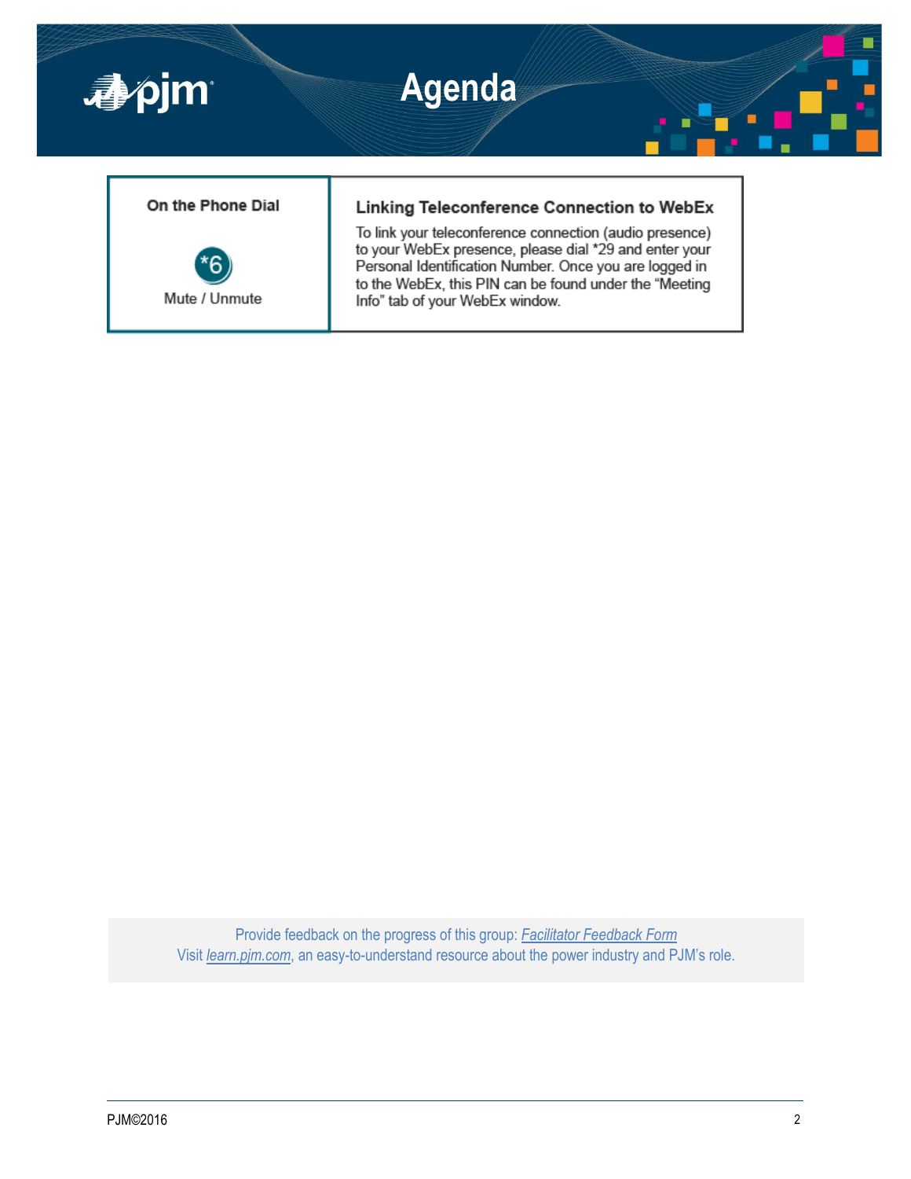# Agenda

| On the Phone Dial | Linking Teleconference Connection to WebEx |
| --- | --- |
| *6 Mute / Unmute | To link your teleconference connection (audio presence) to your WebEx presence, please dial *29 and enter your Personal Identification Number. Once you are logged in to the WebEx, this PIN can be found under the "Meeting Info" tab of your WebEx window. |

Provide feedback on the progress of this group: *Facilitator Feedback Form*
Visit *learn.pjm.com*, an easy-to-understand resource about the power industry and PJM's role.

PJM©2016